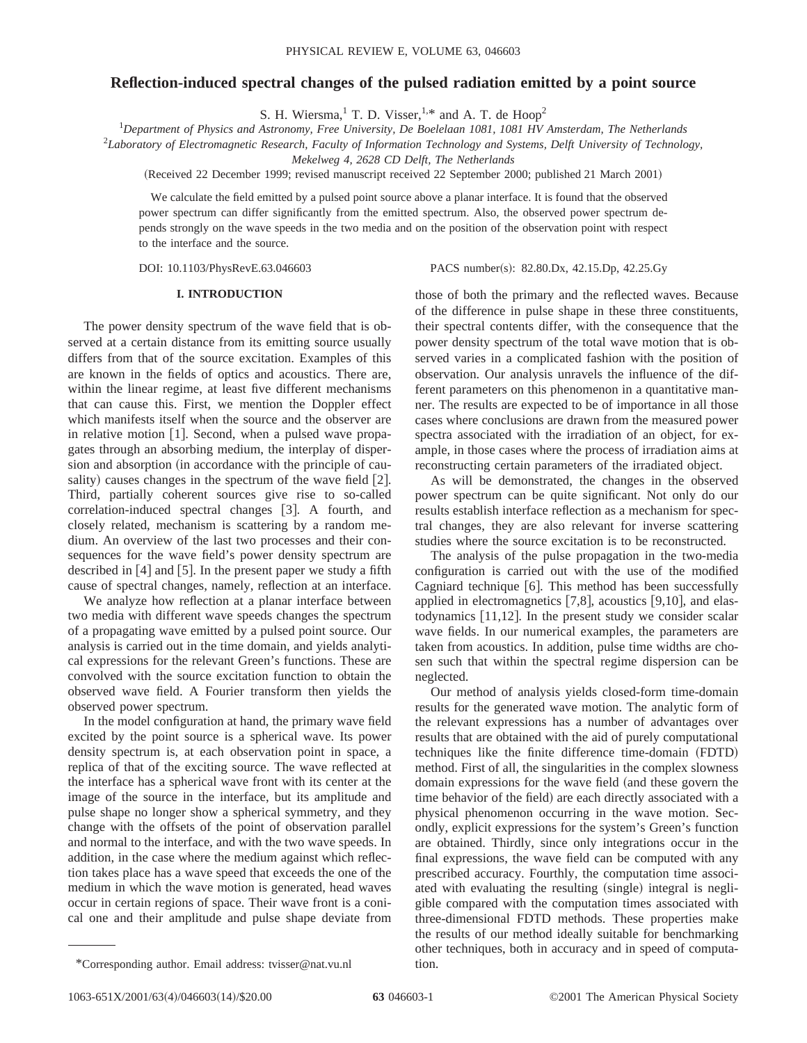# Reflection-induced spectral changes of the pulsed radiation emitted by a point source

S. H. Wiersma,[1] T. D. Visser,[1,*] and A. T. de Hoop[2]

[1]*Department of Physics and Astronomy, Free University, De Boelelaan 1081, 1081 HV Amsterdam, The Netherlands*

[2]*Laboratory of Electromagnetic Research, Faculty of Information Technology and Systems, Delft University of Technology, Mekelweg 4, 2628 CD Delft, The Netherlands*

(Received 22 December 1999; revised manuscript received 22 September 2000; published 21 March 2001)

We calculate the field emitted by a pulsed point source above a planar interface. It is found that the observed power spectrum can differ significantly from the emitted spectrum. Also, the observed power spectrum depends strongly on the wave speeds in the two media and on the position of the observation point with respect to the interface and the source.

DOI: 10.1103/PhysRevE.63.046603 PACS number(s): 82.80.Dx, 42.15.Dp, 42.25.Gy

## I. INTRODUCTION

The power density spectrum of the wave field that is observed at a certain distance from its emitting source usually differs from that of the source excitation. Examples of this are known in the fields of optics and acoustics. There are, within the linear regime, at least five different mechanisms that can cause this. First, we mention the Doppler effect which manifests itself when the source and the observer are in relative motion [1]. Second, when a pulsed wave propagates through an absorbing medium, the interplay of dispersion and absorption (in accordance with the principle of causality) causes changes in the spectrum of the wave field [2]. Third, partially coherent sources give rise to so-called correlation-induced spectral changes [3]. A fourth, and closely related, mechanism is scattering by a random medium. An overview of the last two processes and their consequences for the wave field's power density spectrum are described in [4] and [5]. In the present paper we study a fifth cause of spectral changes, namely, reflection at an interface.

We analyze how reflection at a planar interface between two media with different wave speeds changes the spectrum of a propagating wave emitted by a pulsed point source. Our analysis is carried out in the time domain, and yields analytical expressions for the relevant Green's functions. These are convolved with the source excitation function to obtain the observed wave field. A Fourier transform then yields the observed power spectrum.

In the model configuration at hand, the primary wave field excited by the point source is a spherical wave. Its power density spectrum is, at each observation point in space, a replica of that of the exciting source. The wave reflected at the interface has a spherical wave front with its center at the image of the source in the interface, but its amplitude and pulse shape no longer show a spherical symmetry, and they change with the offsets of the point of observation parallel and normal to the interface, and with the two wave speeds. In addition, in the case where the medium against which reflection takes place has a wave speed that exceeds the one of the medium in which the wave motion is generated, head waves occur in certain regions of space. Their wave front is a conical one and their amplitude and pulse shape deviate from those of both the primary and the reflected waves. Because of the difference in pulse shape in these three constituents, their spectral contents differ, with the consequence that the power density spectrum of the total wave motion that is observed varies in a complicated fashion with the position of observation. Our analysis unravels the influence of the different parameters on this phenomenon in a quantitative manner. The results are expected to be of importance in all those cases where conclusions are drawn from the measured power spectra associated with the irradiation of an object, for example, in those cases where the process of irradiation aims at reconstructing certain parameters of the irradiated object.

As will be demonstrated, the changes in the observed power spectrum can be quite significant. Not only do our results establish interface reflection as a mechanism for spectral changes, they are also relevant for inverse scattering studies where the source excitation is to be reconstructed.

The analysis of the pulse propagation in the two-media configuration is carried out with the use of the modified Cagniard technique [6]. This method has been successfully applied in electromagnetics [7,8], acoustics [9,10], and elastodynamics [11,12]. In the present study we consider scalar wave fields. In our numerical examples, the parameters are taken from acoustics. In addition, pulse time widths are chosen such that within the spectral regime dispersion can be neglected.

Our method of analysis yields closed-form time-domain results for the generated wave motion. The analytic form of the relevant expressions has a number of advantages over results that are obtained with the aid of purely computational techniques like the finite difference time-domain (FDTD) method. First of all, the singularities in the complex slowness domain expressions for the wave field (and these govern the time behavior of the field) are each directly associated with a physical phenomenon occurring in the wave motion. Secondly, explicit expressions for the system's Green's function are obtained. Thirdly, since only integrations occur in the final expressions, the wave field can be computed with any prescribed accuracy. Fourthly, the computation time associated with evaluating the resulting (single) integral is negligible compared with the computation times associated with three-dimensional FDTD methods. These properties make the results of our method ideally suitable for benchmarking other techniques, both in accuracy and in speed of computation.

*Corresponding author. Email address: tvisser@nat.vu.nl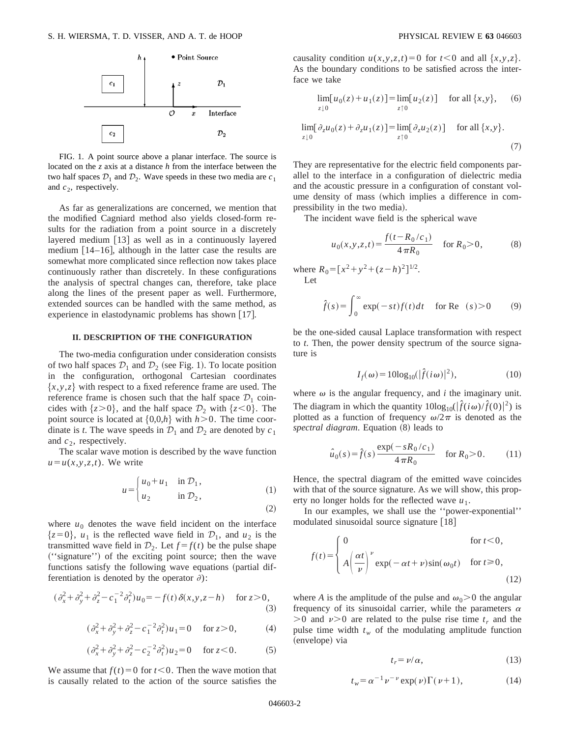FIG. 1. A point source above a planar interface. The source is located on the $z$ axis at a distance $h$ from the interface between the two half spaces $\mathcal{D}_1$ and $\mathcal{D}_2$. Wave speeds in these two media are $c_1$ and $c_2$, respectively.

As far as generalizations are concerned, we mention that the modified Cagniard method also yields closed-form results for the radiation from a point source in a discretely layered medium [13] as well as in a continuously layered medium [14–16], although in the latter case the results are somewhat more complicated since reflection now takes place continuously rather than discretely. In these configurations the analysis of spectral changes can, therefore, take place along the lines of the present paper as well. Furthermore, extended sources can be handled with the same method, as experience in elastodynamic problems has shown [17].

## II. DESCRIPTION OF THE CONFIGURATION

The two-media configuration under consideration consists of two half spaces $\mathcal{D}_1$ and $\mathcal{D}_2$ (see Fig. 1). To locate position in the configuration, orthogonal Cartesian coordinates $\{x,y,z\}$ with respect to a fixed reference frame are used. The reference frame is chosen such that the half space $\mathcal{D}_1$ coincides with $\{z>0\}$, and the half space $\mathcal{D}_2$ with $\{z<0\}$. The point source is located at $\{0,0,h\}$ with $h>0$. The time coordinate is $t$. The wave speeds in $\mathcal{D}_1$ and $\mathcal{D}_2$ are denoted by $c_1$ and $c_2$, respectively.

The scalar wave motion is described by the wave function $u=u(x,y,z,t)$. We write

$$u=\begin{cases} u_0+u_1 & \text{in } \mathcal{D}_1, \quad (1)\\ u_2 & \text{in } \mathcal{D}_2, \quad (2)\end{cases}$$

where $u_0$ denotes the wave field incident on the interface $\{z=0\}$, $u_1$ is the reflected wave field in $\mathcal{D}_1$, and $u_2$ is the transmitted wave field in $\mathcal{D}_2$. Let $f=f(t)$ be the pulse shape (''signature'') of the exciting point source; then the wave functions satisfy the following wave equations (partial differentiation is denoted by the operator $\partial$):

$$(\partial_x^2+\partial_y^2+\partial_z^2-c_1^{-2}\partial_t^2)u_0=-f(t)\,\delta(x,y,z-h) \quad \text{for } z>0, \tag{3}$$

$$(\partial_x^2+\partial_y^2+\partial_z^2-c_1^{-2}\partial_t^2)u_1=0 \quad \text{for } z>0, \tag{4}$$

$$(\partial_x^2+\partial_y^2+\partial_z^2-c_2^{-2}\partial_t^2)u_2=0 \quad \text{for } z<0. \tag{5}$$

We assume that $f(t)=0$ for $t<0$. Then the wave motion that is causally related to the action of the source satisfies the causality condition $u(x,y,z,t)=0$ for $t<0$ and all $\{x,y,z\}$. As the boundary conditions to be satisfied across the interface we take

$$\lim_{z\downarrow 0}[u_0(z)+u_1(z)]=\lim_{z\uparrow 0}[u_2(z)] \quad \text{for all } \{x,y\}, \tag{6}$$

$$\lim_{z\downarrow 0}[\partial_z u_0(z)+\partial_z u_1(z)]=\lim_{z\uparrow 0}[\partial_z u_2(z)] \quad \text{for all } \{x,y\}. \tag{7}$$

They are representative for the electric field components parallel to the interface in a configuration of dielectric media and the acoustic pressure in a configuration of constant volume density of mass (which implies a difference in compressibility in the two media).

The incident wave field is the spherical wave

$$u_0(x,y,z,t)=\frac{f(t-R_0/c_1)}{4\pi R_0} \quad \text{for } R_0>0, \tag{8}$$

where $R_0=[x^2+y^2+(z-h)^2]^{1/2}$.

Let

$$\hat{f}(s)=\int_0^\infty \exp(-st)f(t)\,dt \quad \text{for Re }(s)>0 \tag{9}$$

be the one-sided causal Laplace transformation with respect to $t$. Then, the power density spectrum of the source signature is

$$I_f(\omega)=10\log_{10}(|\hat{f}(i\omega)|^2), \tag{10}$$

where $\omega$ is the angular frequency, and $i$ the imaginary unit. The diagram in which the quantity $10\log_{10}(|\hat{f}(i\omega)/\hat{f}(0)|^2)$ is plotted as a function of frequency $\omega/2\pi$ is denoted as the *spectral diagram*. Equation (8) leads to

$$\hat{u}_0(s)=\hat{f}(s)\,\frac{\exp(-sR_0/c_1)}{4\pi R_0} \quad \text{for } R_0>0. \tag{11}$$

Hence, the spectral diagram of the emitted wave coincides with that of the source signature. As we will show, this property no longer holds for the reflected wave $u_1$.

In our examples, we shall use the ''power-exponential'' modulated sinusoidal source signature [18]

$$f(t)=\begin{cases} 0 & \text{for } t<0,\\ A\left(\dfrac{\alpha t}{\nu}\right)^{\nu}\exp(-\alpha t+\nu)\sin(\omega_0 t) & \text{for } t\geq 0,\end{cases} \tag{12}$$

where $A$ is the amplitude of the pulse and $\omega_0>0$ the angular frequency of its sinusoidal carrier, while the parameters $\alpha>0$ and $\nu>0$ are related to the pulse rise time $t_r$ and the pulse time width $t_w$ of the modulating amplitude function (envelope) via

$$t_r=\nu/\alpha, \tag{13}$$

$$t_w=\alpha^{-1}\nu^{-\nu}\exp(\nu)\Gamma(\nu+1), \tag{14}$$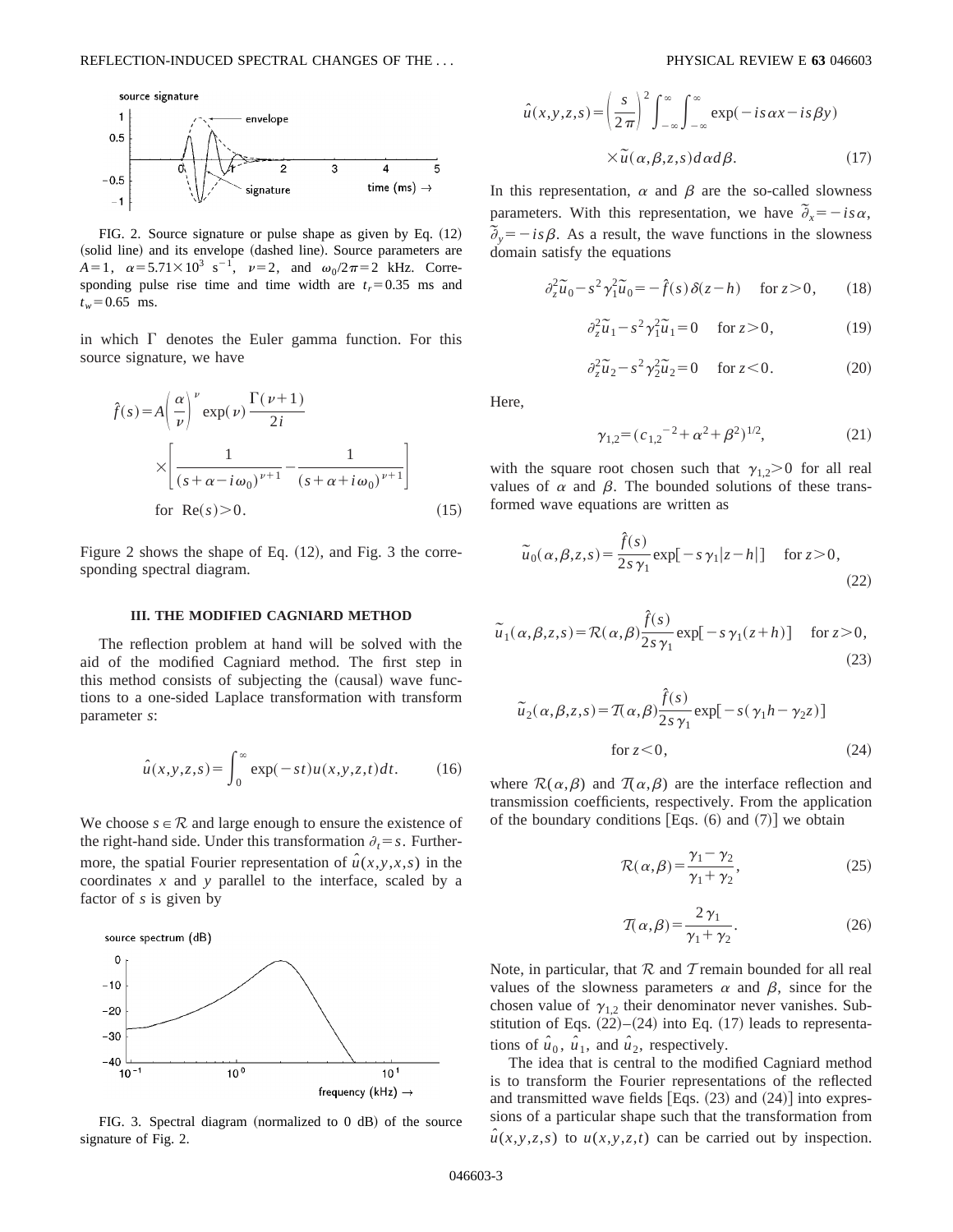FIG. 2. Source signature or pulse shape as given by Eq. (12) (solid line) and its envelope (dashed line). Source parameters are $A=1$, $\alpha=5.71\times10^{3}\ \mathrm{s}^{-1}$, $\nu=2$, and $\omega_0/2\pi=2$ kHz. Corresponding pulse rise time and time width are $t_r=0.35$ ms and $t_w=0.65$ ms.

in which $\Gamma$ denotes the Euler gamma function. For this source signature, we have

$$\hat{f}(s)=A\left(\frac{\alpha}{\nu}\right)^{\nu}\exp(\nu)\frac{\Gamma(\nu+1)}{2i}\times\left[\frac{1}{(s+\alpha-i\omega_0)^{\nu+1}}-\frac{1}{(s+\alpha+i\omega_0)^{\nu+1}}\right]\quad \text{for } \mathrm{Re}(s)>0. \tag{15}$$

Figure 2 shows the shape of Eq. (12), and Fig. 3 the corresponding spectral diagram.

## III. THE MODIFIED CAGNIARD METHOD

The reflection problem at hand will be solved with the aid of the modified Cagniard method. The first step in this method consists of subjecting the (causal) wave functions to a one-sided Laplace transformation with transform parameter $s$:

$$\hat{u}(x,y,z,s)=\int_0^{\infty}\exp(-st)u(x,y,z,t)dt. \tag{16}$$

We choose $s\in\mathcal{R}$ and large enough to ensure the existence of the right-hand side. Under this transformation $\partial_t=s$. Furthermore, the spatial Fourier representation of $\hat{u}(x,y,x,s)$ in the coordinates $x$ and $y$ parallel to the interface, scaled by a factor of $s$ is given by

FIG. 3. Spectral diagram (normalized to 0 dB) of the source signature of Fig. 2.

$$\hat{u}(x,y,z,s)=\left(\frac{s}{2\pi}\right)^{2}\int_{-\infty}^{\infty}\int_{-\infty}^{\infty}\exp(-is\alpha x-is\beta y)\times\tilde{u}(\alpha,\beta,z,s)d\alpha d\beta. \tag{17}$$

In this representation, $\alpha$ and $\beta$ are the so-called slowness parameters. With this representation, we have $\tilde{\partial}_x=-is\alpha$, $\tilde{\partial}_y=-is\beta$. As a result, the wave functions in the slowness domain satisfy the equations

$$\partial_z^2\tilde{u}_0-s^2\gamma_1^2\tilde{u}_0=-\hat{f}(s)\delta(z-h)\quad \text{for } z>0, \tag{18}$$

$$\partial_z^2\tilde{u}_1-s^2\gamma_1^2\tilde{u}_1=0\quad \text{for } z>0, \tag{19}$$

$$\partial_z^2\tilde{u}_2-s^2\gamma_2^2\tilde{u}_2=0\quad \text{for } z<0. \tag{20}$$

Here,

$$\gamma_{1,2}=({c_{1,2}}^{-2}+\alpha^2+\beta^2)^{1/2}, \tag{21}$$

with the square root chosen such that $\gamma_{1,2}>0$ for all real values of $\alpha$ and $\beta$. The bounded solutions of these transformed wave equations are written as

$$\tilde{u}_0(\alpha,\beta,z,s)=\frac{\hat{f}(s)}{2s\gamma_1}\exp[-s\gamma_1|z-h|]\quad \text{for } z>0, \tag{22}$$

$$\tilde{u}_1(\alpha,\beta,z,s)=\mathcal{R}(\alpha,\beta)\frac{\hat{f}(s)}{2s\gamma_1}\exp[-s\gamma_1(z+h)]\quad \text{for } z>0, \tag{23}$$

$$\tilde{u}_2(\alpha,\beta,z,s)=\mathcal{T}(\alpha,\beta)\frac{\hat{f}(s)}{2s\gamma_1}\exp[-s(\gamma_1 h-\gamma_2 z)]\quad \text{for } z<0, \tag{24}$$

where $\mathcal{R}(\alpha,\beta)$ and $\mathcal{T}(\alpha,\beta)$ are the interface reflection and transmission coefficients, respectively. From the application of the boundary conditions [Eqs. (6) and (7)] we obtain

$$\mathcal{R}(\alpha,\beta)=\frac{\gamma_1-\gamma_2}{\gamma_1+\gamma_2}, \tag{25}$$

$$\mathcal{T}(\alpha,\beta)=\frac{2\gamma_1}{\gamma_1+\gamma_2}. \tag{26}$$

Note, in particular, that $\mathcal{R}$ and $\mathcal{T}$ remain bounded for all real values of the slowness parameters $\alpha$ and $\beta$, since for the chosen value of $\gamma_{1,2}$ their denominator never vanishes. Substitution of Eqs. (22)–(24) into Eq. (17) leads to representations of $\hat{u}_0$, $\hat{u}_1$, and $\hat{u}_2$, respectively.

The idea that is central to the modified Cagniard method is to transform the Fourier representations of the reflected and transmitted wave fields [Eqs. (23) and (24)] into expressions of a particular shape such that the transformation from $\hat{u}(x,y,z,s)$ to $u(x,y,z,t)$ can be carried out by inspection.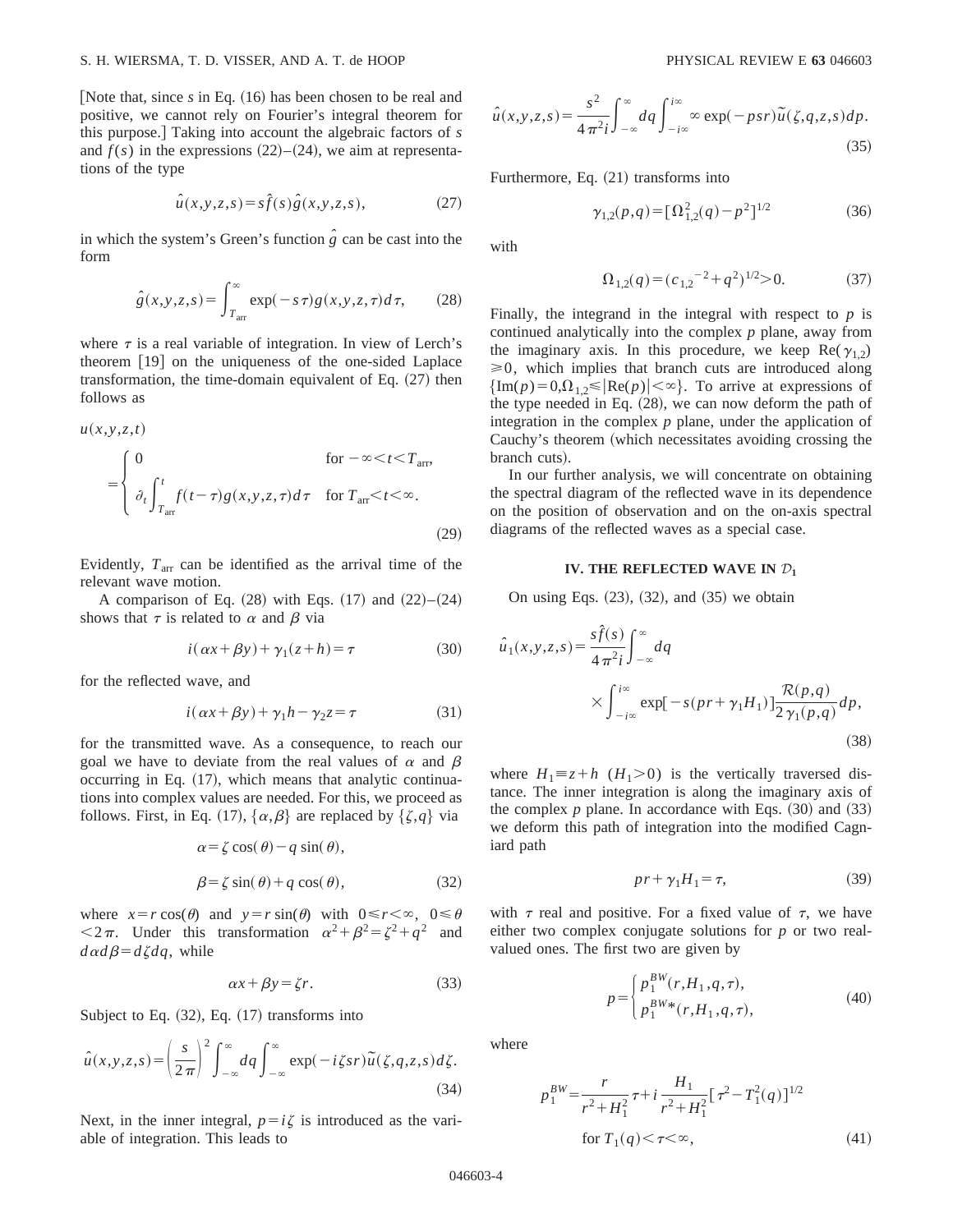[Note that, since $s$ in Eq. (16) has been chosen to be real and positive, we cannot rely on Fourier's integral theorem for this purpose.] Taking into account the algebraic factors of $s$ and $f(s)$ in the expressions (22)–(24), we aim at representations of the type

$$\hat{u}(x,y,z,s) = s\hat{f}(s)\hat{g}(x,y,z,s), \tag{27}$$

in which the system's Green's function $\hat{g}$ can be cast into the form

$$\hat{g}(x,y,z,s) = \int_{T_{\text{arr}}}^{\infty} \exp(-s\tau) g(x,y,z,\tau) d\tau, \tag{28}$$

where $\tau$ is a real variable of integration. In view of Lerch's theorem [19] on the uniqueness of the one-sided Laplace transformation, the time-domain equivalent of Eq. (27) then follows as

$$u(x,y,z,t) = \begin{cases} 0 & \text{for } -\infty < t < T_{\text{arr}}, \\ \partial_t \displaystyle\int_{T_{\text{arr}}}^{t} f(t-\tau) g(x,y,z,\tau) d\tau & \text{for } T_{\text{arr}} < t < \infty. \end{cases} \tag{29}$$

Evidently, $T_{\text{arr}}$ can be identified as the arrival time of the relevant wave motion.

A comparison of Eq. (28) with Eqs. (17) and (22)–(24) shows that $\tau$ is related to $\alpha$ and $\beta$ via

$$i(\alpha x + \beta y) + \gamma_1(z+h) = \tau \tag{30}$$

for the reflected wave, and

$$i(\alpha x + \beta y) + \gamma_1 h - \gamma_2 z = \tau \tag{31}$$

for the transmitted wave. As a consequence, to reach our goal we have to deviate from the real values of $\alpha$ and $\beta$ occurring in Eq. (17), which means that analytic continuations into complex values are needed. For this, we proceed as follows. First, in Eq. (17), $\{\alpha,\beta\}$ are replaced by $\{\zeta,q\}$ via

$$\alpha = \zeta\cos(\theta) - q\sin(\theta),$$
$$\beta = \zeta\sin(\theta) + q\cos(\theta), \tag{32}$$

where $x = r\cos(\theta)$ and $y = r\sin(\theta)$ with $0 \leqslant r < \infty$, $0 \leqslant \theta < 2\pi$. Under this transformation $\alpha^2+\beta^2 = \zeta^2 + q^2$ and $d\alpha d\beta = d\zeta dq$, while

$$\alpha x + \beta y = \zeta r. \tag{33}$$

Subject to Eq. (32), Eq. (17) transforms into

$$\hat{u}(x,y,z,s) = \left(\frac{s}{2\pi}\right)^2 \int_{-\infty}^{\infty} dq \int_{-\infty}^{\infty} \exp(-i\zeta s r)\tilde{u}(\zeta,q,z,s) d\zeta. \tag{34}$$

Next, in the inner integral, $p = i\zeta$ is introduced as the variable of integration. This leads to

$$\hat{u}(x,y,z,s) = \frac{s^2}{4\pi^2 i}\int_{-\infty}^{\infty} dq \int_{-i\infty}^{i\infty} \exp(-psr)\tilde{u}(\zeta,q,z,s) dp. \tag{35}$$

Furthermore, Eq. (21) transforms into

$$\gamma_{1,2}(p,q) = [\Omega_{1,2}^2(q) - p^2]^{1/2} \tag{36}$$

with

$$\Omega_{1,2}(q) = ({c_{1,2}}^{-2} + q^2)^{1/2} > 0. \tag{37}$$

Finally, the integrand in the integral with respect to $p$ is continued analytically into the complex $p$ plane, away from the imaginary axis. In this procedure, we keep $\text{Re}(\gamma_{1,2}) \geqslant 0$, which implies that branch cuts are introduced along $\{\text{Im}(p)=0, \Omega_{1,2} \leqslant |\text{Re}(p)| < \infty\}$. To arrive at expressions of the type needed in Eq. (28), we can now deform the path of integration in the complex $p$ plane, under the application of Cauchy's theorem (which necessitates avoiding crossing the branch cuts).

In our further analysis, we will concentrate on obtaining the spectral diagram of the reflected wave in its dependence on the position of observation and on the on-axis spectral diagrams of the reflected waves as a special case.

## IV. THE REFLECTED WAVE IN $\mathcal{D}_1$

On using Eqs. (23), (32), and (35) we obtain

$$\hat{u}_1(x,y,z,s) = \frac{s\hat{f}(s)}{4\pi^2 i}\int_{-\infty}^{\infty} dq \times \int_{-i\infty}^{i\infty} \exp[-s(pr+\gamma_1 H_1)]\frac{\mathcal{R}(p,q)}{2\gamma_1(p,q)} dp, \tag{38}$$

where $H_1 \equiv z+h$ $(H_1 > 0)$ is the vertically traversed distance. The inner integration is along the imaginary axis of the complex $p$ plane. In accordance with Eqs. (30) and (33) we deform this path of integration into the modified Cagniard path

$$pr + \gamma_1 H_1 = \tau, \tag{39}$$

with $\tau$ real and positive. For a fixed value of $\tau$, we have either two complex conjugate solutions for $p$ or two real-valued ones. The first two are given by

$$p = \begin{cases} p_1^{BW}(r,H_1,q,\tau), \\ p_1^{BW*}(r,H_1,q,\tau), \end{cases} \tag{40}$$

where

$$p_1^{BW} = \frac{r}{r^2+H_1^2}\tau + i\frac{H_1}{r^2+H_1^2}[\tau^2 - T_1^2(q)]^{1/2}$$
$$\text{for } T_1(q) < \tau < \infty, \tag{41}$$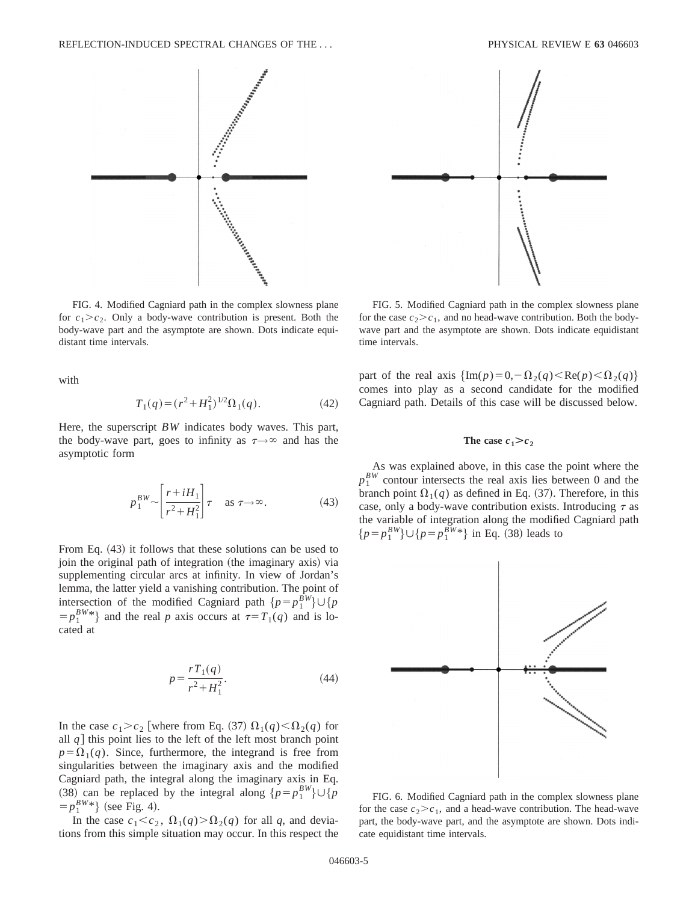FIG. 4. Modified Cagniard path in the complex slowness plane for $c_1 > c_2$. Only a body-wave contribution is present. Both the body-wave part and the asymptote are shown. Dots indicate equidistant time intervals.

FIG. 5. Modified Cagniard path in the complex slowness plane for the case $c_2 > c_1$, and no head-wave contribution. Both the body-wave part and the asymptote are shown. Dots indicate equidistant time intervals.

with

$$T_1(q) = (r^2 + H_1^2)^{1/2}\Omega_1(q). \tag{42}$$

Here, the superscript $BW$ indicates body waves. This part, the body-wave part, goes to infinity as $\tau \rightarrow \infty$ and has the asymptotic form

$$p_1^{BW} \sim \left[\frac{r + iH_1}{r^2 + H_1^2}\right]\tau \quad \text{as } \tau \rightarrow \infty. \tag{43}$$

From Eq. (43) it follows that these solutions can be used to join the original path of integration (the imaginary axis) via supplementing circular arcs at infinity. In view of Jordan's lemma, the latter yield a vanishing contribution. The point of intersection of the modified Cagniard path $\{p = p_1^{BW}\} \cup \{p = p_1^{BW*}\}$ and the real $p$ axis occurs at $\tau = T_1(q)$ and is located at

$$p = \frac{rT_1(q)}{r^2 + H_1^2}. \tag{44}$$

In the case $c_1 > c_2$ [where from Eq. (37) $\Omega_1(q) < \Omega_2(q)$ for all $q$] this point lies to the left of the left most branch point $p = \Omega_1(q)$. Since, furthermore, the integrand is free from singularities between the imaginary axis and the modified Cagniard path, the integral along the imaginary axis in Eq. (38) can be replaced by the integral along $\{p = p_1^{BW}\} \cup \{p = p_1^{BW*}\}$ (see Fig. 4).

In the case $c_1 < c_2$, $\Omega_1(q) > \Omega_2(q)$ for all $q$, and deviations from this simple situation may occur. In this respect the part of the real axis $\{\text{Im}(p) = 0, -\Omega_2(q) < \text{Re}(p) < \Omega_2(q)\}$ comes into play as a second candidate for the modified Cagniard path. Details of this case will be discussed below.

### The case $c_1 > c_2$

As was explained above, in this case the point where the $p_1^{BW}$ contour intersects the real axis lies between 0 and the branch point $\Omega_1(q)$ as defined in Eq. (37). Therefore, in this case, only a body-wave contribution exists. Introducing $\tau$ as the variable of integration along the modified Cagniard path $\{p = p_1^{BW}\} \cup \{p = p_1^{BW*}\}$ in Eq. (38) leads to

FIG. 6. Modified Cagniard path in the complex slowness plane for the case $c_2 > c_1$, and a head-wave contribution. The head-wave part, the body-wave part, and the asymptote are shown. Dots indicate equidistant time intervals.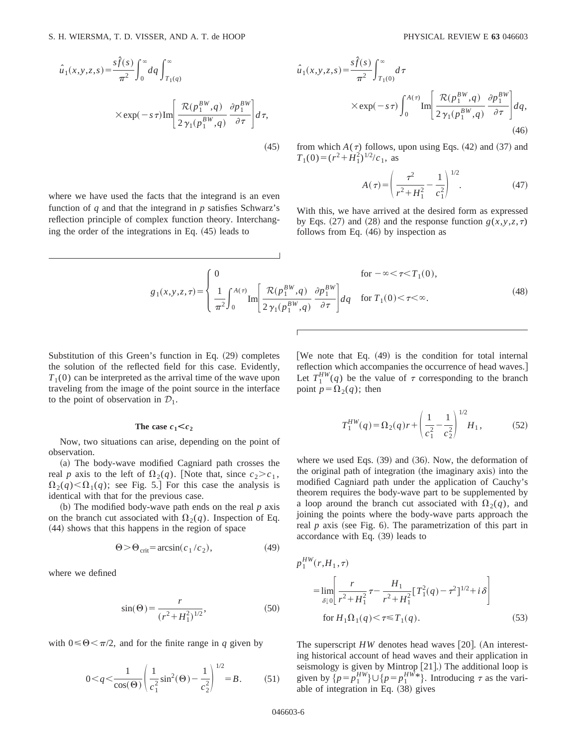$$\hat{u}_1(x,y,z,s) = \frac{s\hat{f}(s)}{\pi^2} \int_0^\infty dq \int_{T_1(q)}^\infty \times \exp(-s\tau) \mathrm{Im}\left[ \frac{\mathcal{R}(p_1^{BW},q)}{2\gamma_1(p_1^{BW},q)} \frac{\partial p_1^{BW}}{\partial \tau} \right] d\tau, \tag{45}$$

where we have used the facts that the integrand is an even function of $q$ and that the integrand in $p$ satisfies Schwarz's reflection principle of complex function theory. Interchanging the order of the integrations in Eq. (45) leads to

$$\hat{u}_1(x,y,z,s) = \frac{s\hat{f}(s)}{\pi^2} \int_{T_1(0)}^\infty d\tau \times \exp(-s\tau) \int_0^{A(\tau)} \mathrm{Im}\left[ \frac{\mathcal{R}(p_1^{BW},q)}{2\gamma_1(p_1^{BW},q)} \frac{\partial p_1^{BW}}{\partial \tau} \right] dq, \tag{46}$$

from which $A(\tau)$ follows, upon using Eqs. (42) and (37) and $T_1(0) = (r^2 + H_1^2)^{1/2}/c_1$, as

$$A(\tau) = \left( \frac{\tau^2}{r^2 + H_1^2} - \frac{1}{c_1^2} \right)^{1/2}. \tag{47}$$

With this, we have arrived at the desired form as expressed by Eqs. (27) and (28) and the response function $g(x,y,z,\tau)$ follows from Eq. (46) by inspection as

$$g_1(x,y,z,\tau) = \begin{cases} 0 & \text{for } -\infty < \tau < T_1(0), \\ \dfrac{1}{\pi^2} \displaystyle\int_0^{A(\tau)} \mathrm{Im}\left[ \frac{\mathcal{R}(p_1^{BW},q)}{2\gamma_1(p_1^{BW},q)} \frac{\partial p_1^{BW}}{\partial \tau} \right] dq & \text{for } T_1(0) < \tau < \infty. \end{cases} \tag{48}$$

Substitution of this Green's function in Eq. (29) completes the solution of the reflected field for this case. Evidently, $T_1(0)$ can be interpreted as the arrival time of the wave upon traveling from the image of the point source in the interface to the point of observation in $\mathcal{D}_1$.

### The case $c_1 < c_2$

Now, two situations can arise, depending on the point of observation.

(a) The body-wave modified Cagniard path crosses the real $p$ axis to the left of $\Omega_2(q)$. [Note that, since $c_2 > c_1$, $\Omega_2(q) < \Omega_1(q)$; see Fig. 5.] For this case the analysis is identical with that for the previous case.

(b) The modified body-wave path ends on the real $p$ axis on the branch cut associated with $\Omega_2(q)$. Inspection of Eq. (44) shows that this happens in the region of space

$$\Theta > \Theta_{\mathrm{crit}} = \arcsin(c_1/c_2), \tag{49}$$

where we defined

$$\sin(\Theta) = \frac{r}{(r^2 + H_1^2)^{1/2}}, \tag{50}$$

with $0 \leqslant \Theta < \pi/2$, and for the finite range in $q$ given by

$$0 < q < \frac{1}{\cos(\Theta)} \left( \frac{1}{c_1^2} \sin^2(\Theta) - \frac{1}{c_2^2} \right)^{1/2} = B. \tag{51}$$

[We note that Eq. (49) is the condition for total internal reflection which accompanies the occurrence of head waves.] Let $T_1^{HW}(q)$ be the value of $\tau$ corresponding to the branch point $p = \Omega_2(q)$; then

$$T_1^{HW}(q) = \Omega_2(q) r + \left( \frac{1}{c_1^2} - \frac{1}{c_2^2} \right)^{1/2} H_1, \tag{52}$$

where we used Eqs. (39) and (36). Now, the deformation of the original path of integration (the imaginary axis) into the modified Cagniard path under the application of Cauchy's theorem requires the body-wave part to be supplemented by a loop around the branch cut associated with $\Omega_2(q)$, and joining the points where the body-wave parts approach the real $p$ axis (see Fig. 6). The parametrization of this part in accordance with Eq. (39) leads to

$$p_1^{HW}(r,H_1,\tau) = \lim_{\delta \downarrow 0} \left[ \frac{r}{r^2 + H_1^2} \tau - \frac{H_1}{r^2 + H_1^2} [T_1^2(q) - \tau^2]^{1/2} + i\delta \right] \quad \text{for } H_1 \Omega_1(q) < \tau \leqslant T_1(q). \tag{53}$$

The superscript $HW$ denotes head waves [20]. (An interesting historical account of head waves and their application in seismology is given by Mintrop [21].) The additional loop is given by $\{p = p_1^{HW}\} \cup \{p = p_1^{HW*}\}$. Introducing $\tau$ as the variable of integration in Eq. (38) gives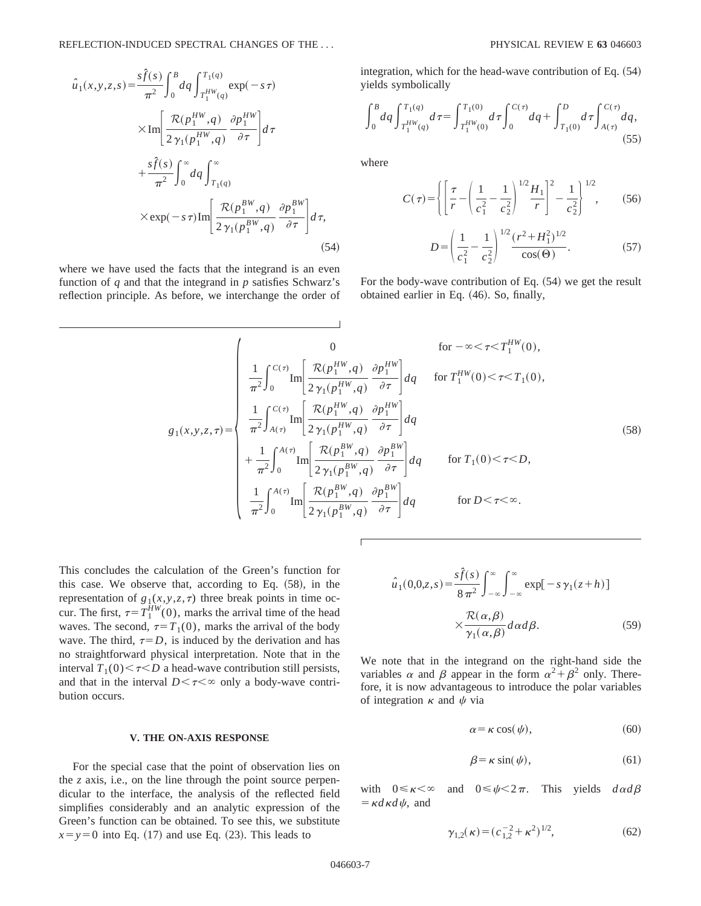$$\hat{u}_1(x,y,z,s)=\frac{s\hat{f}(s)}{\pi^2}\int_0^B dq\int_{T_1^{HW}(q)}^{T_1(q)}\exp(-s\tau)\times\mathrm{Im}\left[\frac{\mathcal{R}(p_1^{HW},q)}{2\gamma_1(p_1^{HW},q)}\frac{\partial p_1^{HW}}{\partial\tau}\right]d\tau+\frac{s\hat{f}(s)}{\pi^2}\int_0^\infty dq\int_{T_1(q)}^\infty\times\exp(-s\tau)\mathrm{Im}\left[\frac{\mathcal{R}(p_1^{BW},q)}{2\gamma_1(p_1^{BW},q)}\frac{\partial p_1^{BW}}{\partial\tau}\right]d\tau, \tag{54}$$

where we have used the facts that the integrand is an even function of $q$ and that the integrand in $p$ satisfies Schwarz's reflection principle. As before, we interchange the order of integration, which for the head-wave contribution of Eq. (54) yields symbolically

$$\int_0^B dq\int_{T_1^{HW}(q)}^{T_1(q)}d\tau=\int_{T_1^{HW}(0)}^{T_1(0)}d\tau\int_0^{C(\tau)}dq+\int_{T_1(0)}^{D}d\tau\int_{A(\tau)}^{C(\tau)}dq, \tag{55}$$

where

$$C(\tau)=\left\{\left[\frac{\tau}{r}-\left(\frac{1}{c_1^2}-\frac{1}{c_2^2}\right)^{1/2}\frac{H_1}{r}\right]^2-\frac{1}{c_2^2}\right\}^{1/2}, \tag{56}$$

$$D=\left(\frac{1}{c_1^2}-\frac{1}{c_2^2}\right)^{1/2}\frac{(r^2+H_1^2)^{1/2}}{\cos(\Theta)}. \tag{57}$$

For the body-wave contribution of Eq. (54) we get the result obtained earlier in Eq. (46). So, finally,

$$g_1(x,y,z,\tau)=\begin{cases}0 & \text{for } -\infty<\tau<T_1^{HW}(0),\\[4pt] \dfrac{1}{\pi^2}\displaystyle\int_0^{C(\tau)}\mathrm{Im}\left[\frac{\mathcal{R}(p_1^{HW},q)}{2\gamma_1(p_1^{HW},q)}\frac{\partial p_1^{HW}}{\partial\tau}\right]dq & \text{for } T_1^{HW}(0)<\tau<T_1(0),\\[4pt] \dfrac{1}{\pi^2}\displaystyle\int_{A(\tau)}^{C(\tau)}\mathrm{Im}\left[\frac{\mathcal{R}(p_1^{HW},q)}{2\gamma_1(p_1^{HW},q)}\frac{\partial p_1^{HW}}{\partial\tau}\right]dq \\ \quad+\dfrac{1}{\pi^2}\displaystyle\int_0^{A(\tau)}\mathrm{Im}\left[\frac{\mathcal{R}(p_1^{BW},q)}{2\gamma_1(p_1^{BW},q)}\frac{\partial p_1^{BW}}{\partial\tau}\right]dq & \text{for } T_1(0)<\tau<D,\\[4pt] \dfrac{1}{\pi^2}\displaystyle\int_0^{A(\tau)}\mathrm{Im}\left[\frac{\mathcal{R}(p_1^{BW},q)}{2\gamma_1(p_1^{BW},q)}\frac{\partial p_1^{BW}}{\partial\tau}\right]dq & \text{for } D<\tau<\infty.\end{cases} \tag{58}$$

This concludes the calculation of the Green's function for this case. We observe that, according to Eq. (58), in the representation of $g_1(x,y,z,\tau)$ three break points in time occur. The first, $\tau=T_1^{HW}(0)$, marks the arrival time of the head waves. The second, $\tau=T_1(0)$, marks the arrival of the body wave. The third, $\tau=D$, is induced by the derivation and has no straightforward physical interpretation. Note that in the interval $T_1(0)<\tau<D$ a head-wave contribution still persists, and that in the interval $D<\tau<\infty$ only a body-wave contribution occurs.

### V. THE ON-AXIS RESPONSE

For the special case that the point of observation lies on the $z$ axis, i.e., on the line through the point source perpendicular to the interface, the analysis of the reflected field simplifies considerably and an analytic expression of the Green's function can be obtained. To see this, we substitute $x=y=0$ into Eq. (17) and use Eq. (23). This leads to

$$\hat{u}_1(0,0,z,s)=\frac{s\hat{f}(s)}{8\pi^2}\int_{-\infty}^{\infty}\int_{-\infty}^{\infty}\exp[-s\gamma_1(z+h)]\times\frac{\mathcal{R}(\alpha,\beta)}{\gamma_1(\alpha,\beta)}d\alpha d\beta. \tag{59}$$

We note that in the integrand on the right-hand side the variables $\alpha$ and $\beta$ appear in the form $\alpha^2+\beta^2$ only. Therefore, it is now advantageous to introduce the polar variables of integration $\kappa$ and $\psi$ via

$$\alpha=\kappa\cos(\psi), \tag{60}$$

$$\beta=\kappa\sin(\psi), \tag{61}$$

with $0\leqslant\kappa<\infty$ and $0\leqslant\psi<2\pi$. This yields $d\alpha d\beta=\kappa d\kappa d\psi$, and

$$\gamma_{1,2}(\kappa)=(c_{1,2}^{-2}+\kappa^2)^{1/2}, \tag{62}$$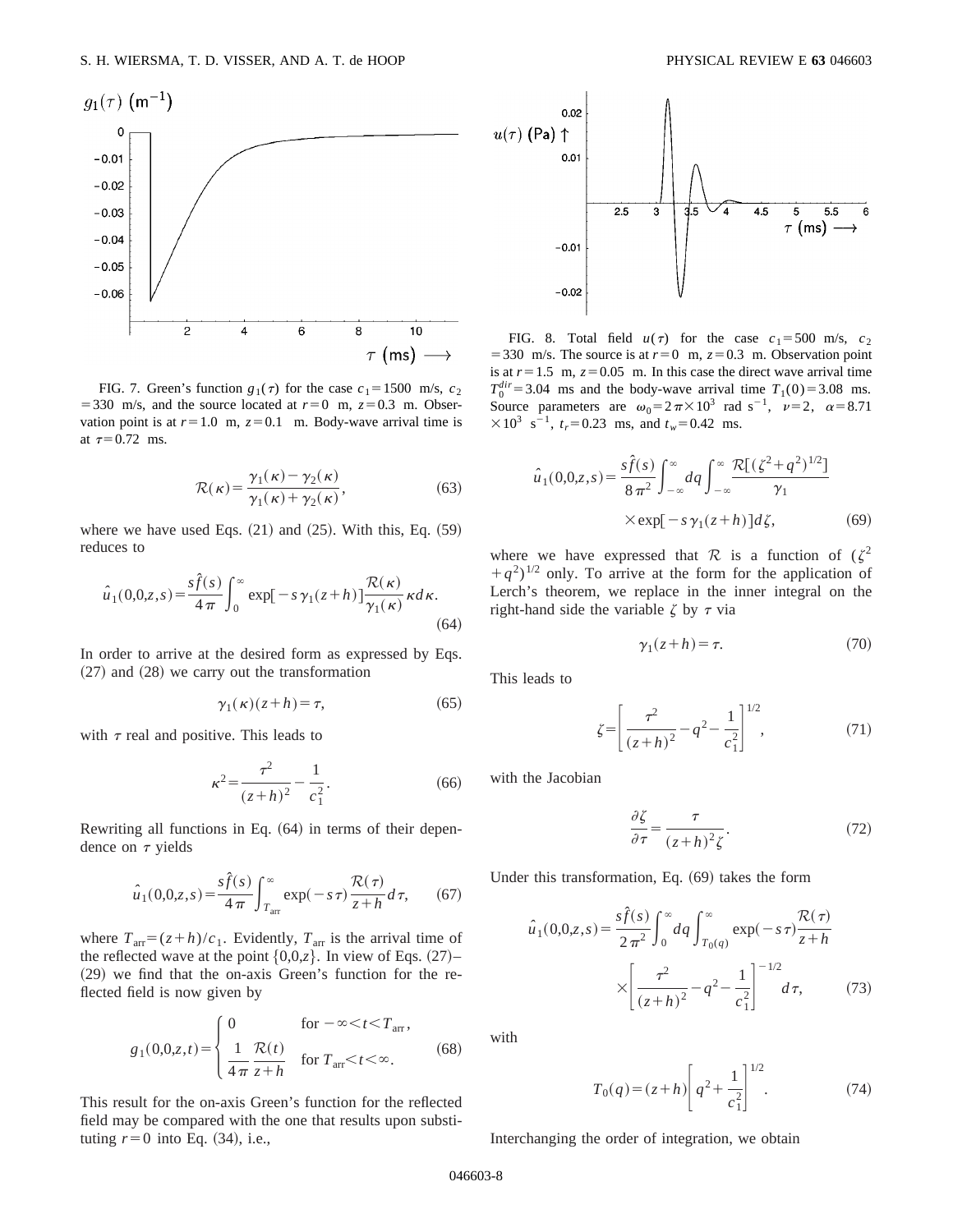$g_1(\tau)$ (m$^{-1}$)

0

−0.01

−0.02

−0.03

−0.04

−0.05

−0.06

2 4 6 8 10

$\tau$ (ms) ⟶

FIG. 7. Green's function $g_1(\tau)$ for the case $c_1=1500$ m/s, $c_2=330$ m/s, and the source located at $r=0$ m, $z=0.3$ m. Observation point is at $r=1.0$ m, $z=0.1$ m. Body-wave arrival time is at $\tau=0.72$ ms.

$$\mathcal{R}(\kappa)=\frac{\gamma_1(\kappa)-\gamma_2(\kappa)}{\gamma_1(\kappa)+\gamma_2(\kappa)}, \tag{63}$$

where we have used Eqs. (21) and (25). With this, Eq. (59) reduces to

$$\hat{u}_1(0,0,z,s)=\frac{s\hat{f}(s)}{4\pi}\int_0^\infty \exp[-s\gamma_1(z+h)]\frac{\mathcal{R}(\kappa)}{\gamma_1(\kappa)}\kappa d\kappa. \tag{64}$$

In order to arrive at the desired form as expressed by Eqs. (27) and (28) we carry out the transformation

$$\gamma_1(\kappa)(z+h)=\tau, \tag{65}$$

with $\tau$ real and positive. This leads to

$$\kappa^2=\frac{\tau^2}{(z+h)^2}-\frac{1}{c_1^2}. \tag{66}$$

Rewriting all functions in Eq. (64) in terms of their dependence on $\tau$ yields

$$\hat{u}_1(0,0,z,s)=\frac{s\hat{f}(s)}{4\pi}\int_{T_{\rm arr}}^\infty \exp(-s\tau)\frac{\mathcal{R}(\tau)}{z+h}d\tau, \tag{67}$$

where $T_{\rm arr}=(z+h)/c_1$. Evidently, $T_{\rm arr}$ is the arrival time of the reflected wave at the point $\{0,0,z\}$. In view of Eqs. (27)–(29) we find that the on-axis Green's function for the reflected field is now given by

$$g_1(0,0,z,t)=\begin{cases}0 & \text{for } -\infty<t<T_{\rm arr},\\ \dfrac{1}{4\pi}\dfrac{\mathcal{R}(t)}{z+h} & \text{for } T_{\rm arr}<t<\infty.\end{cases} \tag{68}$$

This result for the on-axis Green's function for the reflected field may be compared with the one that results upon substituting $r=0$ into Eq. (34), i.e.,

$u(\tau)$ (Pa) ↑

0.02

0.01

−0.01

−0.02

2.5 3 3.5 4 4.5 5 5.5 6

$\tau$ (ms) ⟶

FIG. 8. Total field $u(\tau)$ for the case $c_1=500$ m/s, $c_2=330$ m/s. The source is at $r=0$ m, $z=0.3$ m. Observation point is at $r=1.5$ m, $z=0.05$ m. In this case the direct wave arrival time $T_0^{dir}=3.04$ ms and the body-wave arrival time $T_1(0)=3.08$ ms. Source parameters are $\omega_0=2\pi\times10^3$ rad s$^{-1}$, $\nu=2$, $\alpha=8.71\times10^3$ s$^{-1}$, $t_r=0.23$ ms, and $t_w=0.42$ ms.

$$\hat{u}_1(0,0,z,s)=\frac{s\hat{f}(s)}{8\pi^2}\int_{-\infty}^\infty dq\int_{-\infty}^\infty \frac{\mathcal{R}[(\zeta^2+q^2)^{1/2}]}{\gamma_1}\times\exp[-s\gamma_1(z+h)]d\zeta, \tag{69}$$

where we have expressed that $\mathcal{R}$ is a function of $(\zeta^2+q^2)^{1/2}$ only. To arrive at the form for the application of Lerch's theorem, we replace in the inner integral on the right-hand side the variable $\zeta$ by $\tau$ via

$$\gamma_1(z+h)=\tau. \tag{70}$$

This leads to

$$\zeta=\left[\frac{\tau^2}{(z+h)^2}-q^2-\frac{1}{c_1^2}\right]^{1/2}, \tag{71}$$

with the Jacobian

$$\frac{\partial\zeta}{\partial\tau}=\frac{\tau}{(z+h)^2\zeta}. \tag{72}$$

Under this transformation, Eq. (69) takes the form

$$\hat{u}_1(0,0,z,s)=\frac{s\hat{f}(s)}{2\pi^2}\int_0^\infty dq\int_{T_0(q)}^\infty \exp(-s\tau)\frac{\mathcal{R}(\tau)}{z+h}\times\left[\frac{\tau^2}{(z+h)^2}-q^2-\frac{1}{c_1^2}\right]^{-1/2}d\tau, \tag{73}$$

with

$$T_0(q)=(z+h)\left[q^2+\frac{1}{c_1^2}\right]^{1/2}. \tag{74}$$

Interchanging the order of integration, we obtain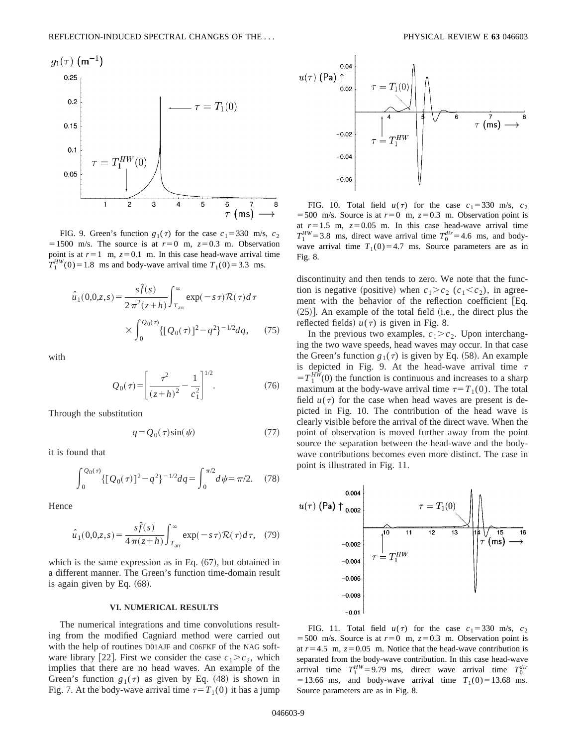$g_1(\tau)$ (m$^{-1}$)

0.25

0.2

0.15

0.1

0.05

1 2 3 4 5 6 7 8

$\tau$ (ms) $\longrightarrow$

$\tau = T_1(0)$

$\tau = T_1^{HW}(0)$

FIG. 9. Green's function $g_1(\tau)$ for the case $c_1 = 330$ m/s, $c_2 = 1500$ m/s. The source is at $r = 0$ m, $z = 0.3$ m. Observation point is at $r = 1$ m, $z = 0.1$ m. In this case head-wave arrival time $T_1^{HW}(0) = 1.8$ ms and body-wave arrival time $T_1(0) = 3.3$ ms.

$$\hat{u}_1(0,0,z,s) = \frac{s\hat{f}(s)}{2\pi^2(z+h)}\int_{T_{\rm arr}}^{\infty}\exp(-s\tau)\mathcal{R}(\tau)d\tau \times \int_0^{Q_0(\tau)}\{[Q_0(\tau)]^2 - q^2\}^{-1/2}dq, \quad (75)$$

with

$$Q_0(\tau) = \left[\frac{\tau^2}{(z+h)^2} - \frac{1}{c_1^2}\right]^{1/2}. \quad (76)$$

Through the substitution

$$q = Q_0(\tau)\sin(\psi) \quad (77)$$

it is found that

$$\int_0^{Q_0(\tau)}\{[Q_0(\tau)]^2 - q^2\}^{-1/2}dq = \int_0^{\pi/2}d\psi = \pi/2. \quad (78)$$

Hence

$$\hat{u}_1(0,0,z,s) = \frac{s\hat{f}(s)}{4\pi(z+h)}\int_{T_{\rm arr}}^{\infty}\exp(-s\tau)\mathcal{R}(\tau)d\tau, \quad (79)$$

which is the same expression as in Eq. (67), but obtained in a different manner. The Green's function time-domain result is again given by Eq. (68).

### VI. NUMERICAL RESULTS

The numerical integrations and time convolutions resulting from the modified Cagniard method were carried out with the help of routines D01AJF and C06FKF of the NAG software library [22]. First we consider the case $c_1 > c_2$, which implies that there are no head waves. An example of the Green's function $g_1(\tau)$ as given by Eq. (48) is shown in Fig. 7. At the body-wave arrival time $\tau = T_1(0)$ it has a jump discontinuity and then tends to zero. We note that the function is negative (positive) when $c_1 > c_2$ ($c_1 < c_2$), in agreement with the behavior of the reflection coefficient [Eq. (25)]. An example of the total field (i.e., the direct plus the reflected fields) $u(\tau)$ is given in Fig. 8.

In the previous two examples, $c_1 > c_2$. Upon interchanging the two wave speeds, head waves may occur. In that case the Green's function $g_1(\tau)$ is given by Eq. (58). An example is depicted in Fig. 9. At the head-wave arrival time $\tau = T_1^{HW}(0)$ the function is continuous and increases to a sharp maximum at the body-wave arrival time $\tau = T_1(0)$. The total field $u(\tau)$ for the case when head waves are present is depicted in Fig. 10. The contribution of the head wave is clearly visible before the arrival of the direct wave. When the point of observation is moved further away from the point source the separation between the head-wave and the body-wave contributions becomes even more distinct. The case in point is illustrated in Fig. 11.

$u(\tau)$ (Pa) $\uparrow$

0.04

0.02

-0.02

-0.04

-0.06

4 5 6 7 8

$\tau$ (ms) $\longrightarrow$

$\tau = T_1(0)$

$\tau = T_1^{HW}$

FIG. 10. Total field $u(\tau)$ for the case $c_1 = 330$ m/s, $c_2 = 500$ m/s. Source is at $r = 0$ m, $z = 0.3$ m. Observation point is at $r = 1.5$ m, $z = 0.05$ m. In this case head-wave arrival time $T_1^{HW} = 3.8$ ms, direct wave arrival time $T_0^{dir} = 4.6$ ms, and body-wave arrival time $T_1(0) = 4.7$ ms. Source parameters are as in Fig. 8.

$u(\tau)$ (Pa) $\uparrow$

0.004

0.002

-0.002

-0.004

-0.006

-0.008

-0.01

10 11 12 13 14 15 16

$\tau$ (ms) $\longrightarrow$

$\tau = T_1(0)$

$\tau = T_1^{HW}$

FIG. 11. Total field $u(\tau)$ for the case $c_1 = 330$ m/s, $c_2 = 500$ m/s. Source is at $r = 0$ m, $z = 0.3$ m. Observation point is at $r = 4.5$ m, $z = 0.05$ m. Notice that the head-wave contribution is separated from the body-wave contribution. In this case head-wave arrival time $T_1^{HW} = 9.79$ ms, direct wave arrival time $T_0^{dir} = 13.66$ ms, and body-wave arrival time $T_1(0) = 13.68$ ms. Source parameters are as in Fig. 8.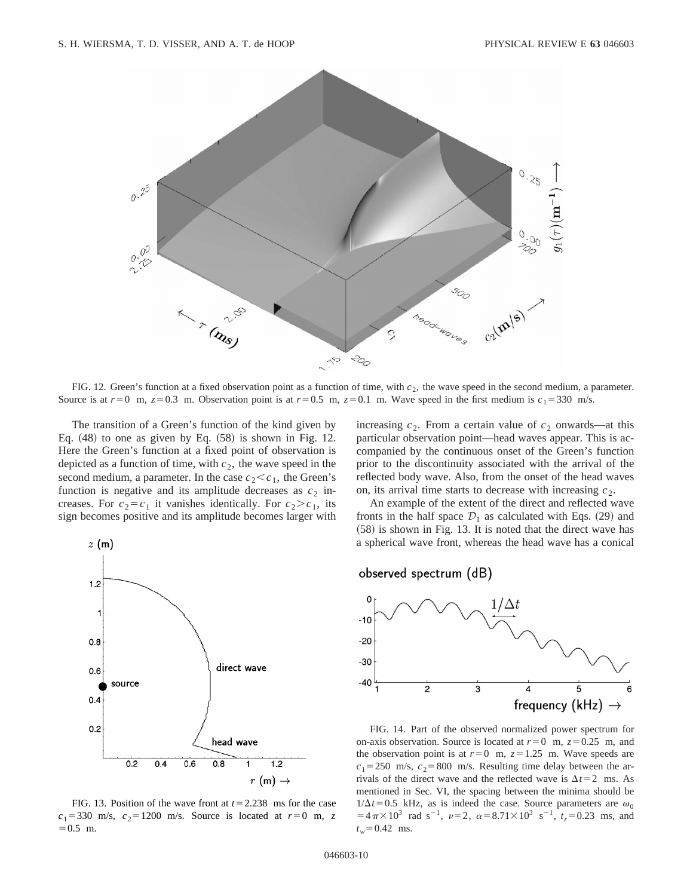0.25

0.00
2.25

2.00

τ (ms)

1.75

0.25

0.00
700

500

head-waves

$c_1$

200

$c_2$(m/s)

$g_1(\tau)(\mathbf{m}^{-1})$

FIG. 12. Green's function at a fixed observation point as a function of time, with $c_2$, the wave speed in the second medium, a parameter. Source is at $r=0$ m, $z=0.3$ m. Observation point is at $r=0.5$ m, $z=0.1$ m. Wave speed in the first medium is $c_1=330$ m/s.

The transition of a Green's function of the kind given by Eq. (48) to one as given by Eq. (58) is shown in Fig. 12. Here the Green's function at a fixed point of observation is depicted as a function of time, with $c_2$, the wave speed in the second medium, a parameter. In the case $c_2<c_1$, the Green's function is negative and its amplitude decreases as $c_2$ increases. For $c_2=c_1$ it vanishes identically. For $c_2>c_1$, its sign becomes positive and its amplitude becomes larger with increasing $c_2$. From a certain value of $c_2$ onwards—at this particular observation point—head waves appear. This is accompanied by the continuous onset of the Green's function prior to the discontinuity associated with the arrival of the reflected body wave. Also, from the onset of the head waves on, its arrival time starts to decrease with increasing $c_2$.

An example of the extent of the direct and reflected wave fronts in the half space $\mathcal{D}_1$ as calculated with Eqs. (29) and (58) is shown in Fig. 13. It is noted that the direct wave has a spherical wave front, whereas the head wave has a conical

$z$ (m)

1.2
1
0.8
0.6
0.4
0.2

source

direct wave

head wave

0.2 0.4 0.6 0.8 1 1.2

$r$ (m) →

FIG. 13. Position of the wave front at $t=2.238$ ms for the case $c_1=330$ m/s, $c_2=1200$ m/s. Source is located at $r=0$ m, $z=0.5$ m.

observed spectrum (dB)

0
-10
-20
-30
-40

$1/\Delta t$

1 2 3 4 5 6

frequency (kHz) →

FIG. 14. Part of the observed normalized power spectrum for on-axis observation. Source is located at $r=0$ m, $z=0.25$ m, and the observation point is at $r=0$ m, $z=1.25$ m. Wave speeds are $c_1=250$ m/s, $c_2=800$ m/s. Resulting time delay between the arrivals of the direct wave and the reflected wave is $\Delta t=2$ ms. As mentioned in Sec. VI, the spacing between the minima should be $1/\Delta t=0.5$ kHz, as is indeed the case. Source parameters are $\omega_0=4\pi\times 10^3$ rad s$^{-1}$, $\nu=2$, $\alpha=8.71\times 10^3$ s$^{-1}$, $t_r=0.23$ ms, and $t_w=0.42$ ms.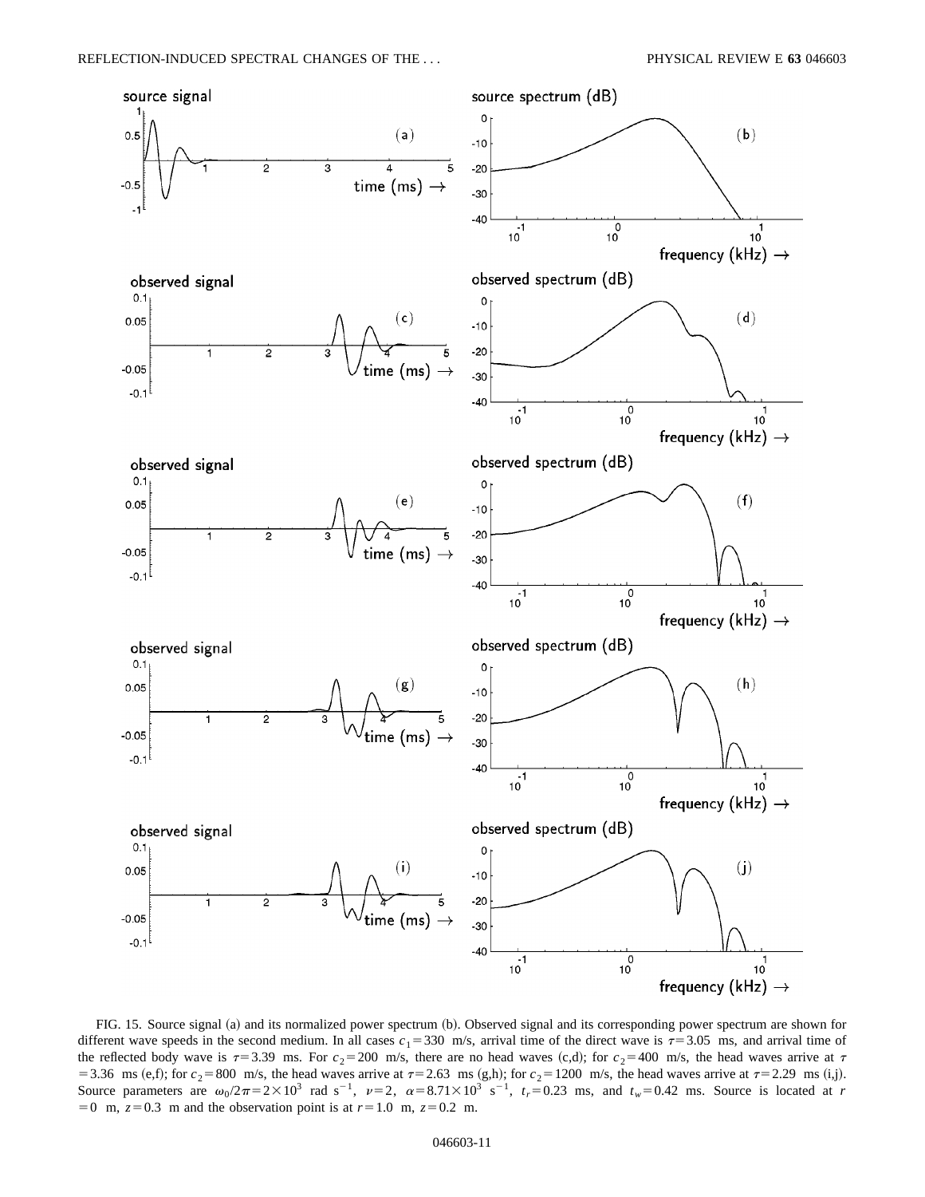source signal

(a)

1
0.5
-0.5
-1
1 2 3 4 5
time (ms) →

source spectrum (dB)

(b)

0
-10
-20
-30
-40
$10^{-1}$ $10^{0}$ $10^{1}$
frequency (kHz) →

observed signal

(c)

0.1
0.05
-0.05
-0.1
1 2 3 4 5
time (ms) →

observed spectrum (dB)

(d)

0
-10
-20
-30
-40
$10^{-1}$ $10^{0}$ $10^{1}$
frequency (kHz) →

observed signal

(e)

0.1
0.05
-0.05
-0.1
1 2 3 4 5
time (ms) →

observed spectrum (dB)

(f)

0
-10
-20
-30
-40
$10^{-1}$ $10^{0}$ $10^{1}$
frequency (kHz) →

observed signal

(g)

0.1
0.05
-0.05
-0.1
1 2 3 4 5
time (ms) →

observed spectrum (dB)

(h)

0
-10
-20
-30
-40
$10^{-1}$ $10^{0}$ $10^{1}$
frequency (kHz) →

observed signal

(i)

0.1
0.05
-0.05
-0.1
1 2 3 4 5
time (ms) →

observed spectrum (dB)

(j)

0
-10
-20
-30
-40
$10^{-1}$ $10^{0}$ $10^{1}$
frequency (kHz) →

FIG. 15. Source signal (a) and its normalized power spectrum (b). Observed signal and its corresponding power spectrum are shown for different wave speeds in the second medium. In all cases $c_1 = 330$ m/s, arrival time of the direct wave is $\tau = 3.05$ ms, and arrival time of the reflected body wave is $\tau = 3.39$ ms. For $c_2 = 200$ m/s, there are no head waves (c,d); for $c_2 = 400$ m/s, the head waves arrive at $\tau = 3.36$ ms (e,f); for $c_2 = 800$ m/s, the head waves arrive at $\tau = 2.63$ ms (g,h); for $c_2 = 1200$ m/s, the head waves arrive at $\tau = 2.29$ ms (i,j). Source parameters are $\omega_0/2\pi = 2 \times 10^3$ rad s$^{-1}$, $\nu = 2$, $\alpha = 8.71 \times 10^3$ s$^{-1}$, $t_r = 0.23$ ms, and $t_w = 0.42$ ms. Source is located at $r = 0$ m, $z = 0.3$ m and the observation point is at $r = 1.0$ m, $z = 0.2$ m.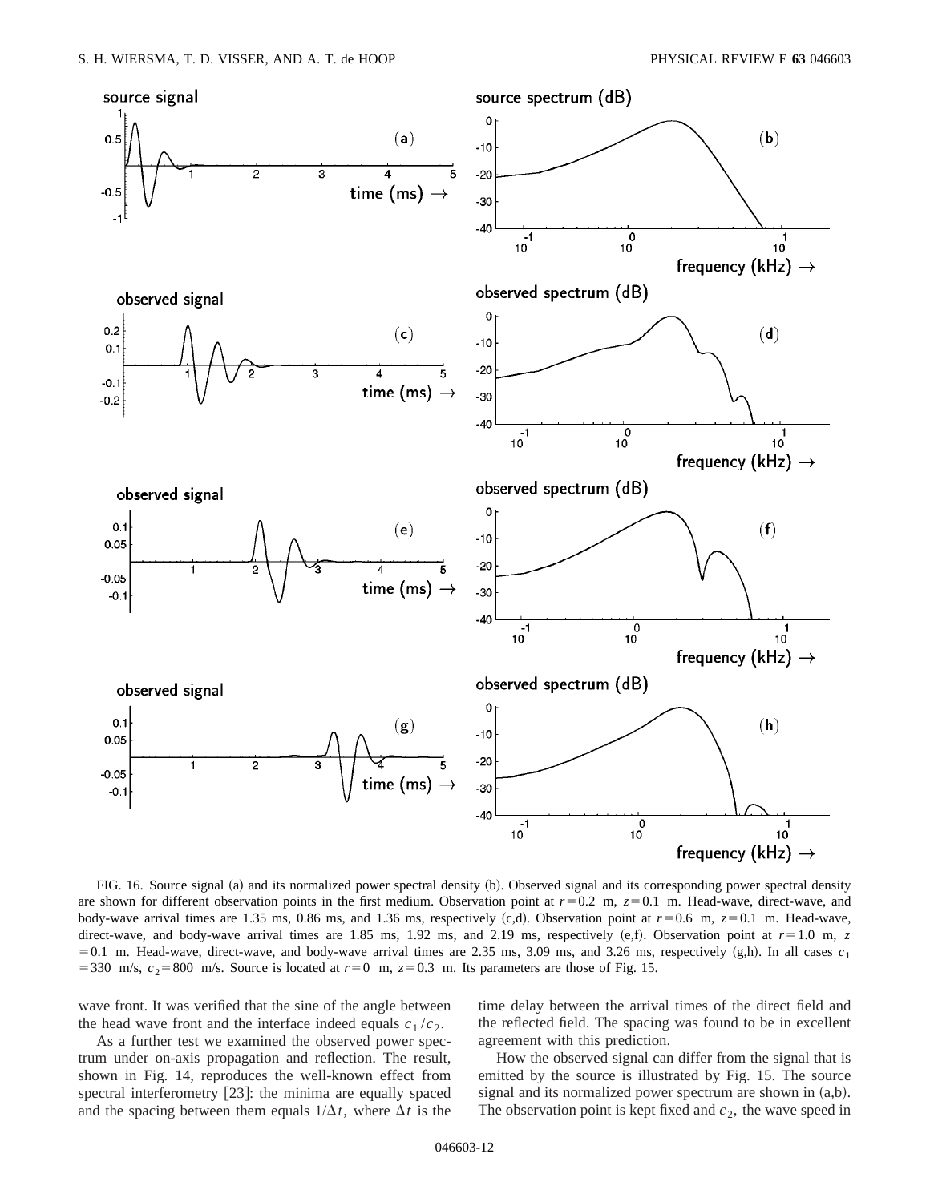source signal

(a)

time (ms) →

source spectrum (dB)

(b)

frequency (kHz) →

observed signal

(c)

time (ms) →

observed spectrum (dB)

(d)

frequency (kHz) →

observed signal

(e)

time (ms) →

observed spectrum (dB)

(f)

frequency (kHz) →

observed signal

(g)

time (ms) →

observed spectrum (dB)

(h)

frequency (kHz) →

FIG. 16. Source signal (a) and its normalized power spectral density (b). Observed signal and its corresponding power spectral density are shown for different observation points in the first medium. Observation point at $r=0.2$ m, $z=0.1$ m. Head-wave, direct-wave, and body-wave arrival times are 1.35 ms, 0.86 ms, and 1.36 ms, respectively (c,d). Observation point at $r=0.6$ m, $z=0.1$ m. Head-wave, direct-wave, and body-wave arrival times are 1.85 ms, 1.92 ms, and 2.19 ms, respectively (e,f). Observation point at $r=1.0$ m, $z=0.1$ m. Head-wave, direct-wave, and body-wave arrival times are 2.35 ms, 3.09 ms, and 3.26 ms, respectively (g,h). In all cases $c_1=330$ m/s, $c_2=800$ m/s. Source is located at $r=0$ m, $z=0.3$ m. Its parameters are those of Fig. 15.

wave front. It was verified that the sine of the angle between the head wave front and the interface indeed equals $c_1/c_2$.

As a further test we examined the observed power spectrum under on-axis propagation and reflection. The result, shown in Fig. 14, reproduces the well-known effect from spectral interferometry [23]: the minima are equally spaced and the spacing between them equals $1/\Delta t$, where $\Delta t$ is the time delay between the arrival times of the direct field and the reflected field. The spacing was found to be in excellent agreement with this prediction.

How the observed signal can differ from the signal that is emitted by the source is illustrated by Fig. 15. The source signal and its normalized power spectrum are shown in (a,b). The observation point is kept fixed and $c_2$, the wave speed in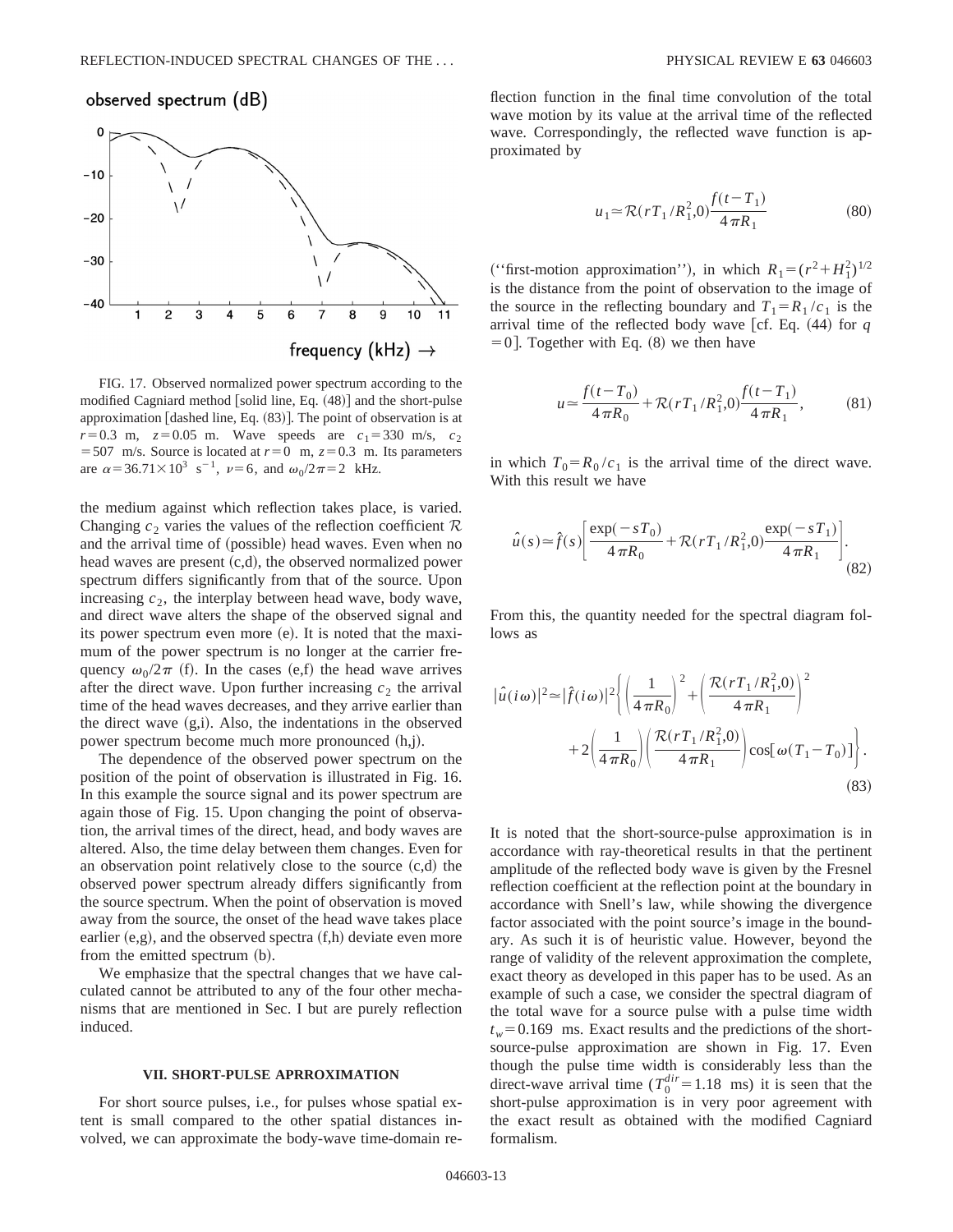observed spectrum (dB)

0
-10
-20
-30
-40

1 2 3 4 5 6 7 8 9 10 11

frequency (kHz) →

FIG. 17. Observed normalized power spectrum according to the modified Cagniard method [solid line, Eq. (48)] and the short-pulse approximation [dashed line, Eq. (83)]. The point of observation is at $r=0.3$ m, $z=0.05$ m. Wave speeds are $c_1=330$ m/s, $c_2=507$ m/s. Source is located at $r=0$ m, $z=0.3$ m. Its parameters are $\alpha=36.71\times10^3$ s$^{-1}$, $\nu=6$, and $\omega_0/2\pi=2$ kHz.

the medium against which reflection takes place, is varied. Changing $c_2$ varies the values of the reflection coefficient $\mathcal{R}$ and the arrival time of (possible) head waves. Even when no head waves are present (c,d), the observed normalized power spectrum differs significantly from that of the source. Upon increasing $c_2$, the interplay between head wave, body wave, and direct wave alters the shape of the observed signal and its power spectrum even more (e). It is noted that the maximum of the power spectrum is no longer at the carrier frequency $\omega_0/2\pi$ (f). In the cases (e,f) the head wave arrives after the direct wave. Upon further increasing $c_2$ the arrival time of the head waves decreases, and they arrive earlier than the direct wave (g,i). Also, the indentations in the observed power spectrum become much more pronounced (h,j).

The dependence of the observed power spectrum on the position of the point of observation is illustrated in Fig. 16. In this example the source signal and its power spectrum are again those of Fig. 15. Upon changing the point of observation, the arrival times of the direct, head, and body waves are altered. Also, the time delay between them changes. Even for an observation point relatively close to the source (c,d) the observed power spectrum already differs significantly from the source spectrum. When the point of observation is moved away from the source, the onset of the head wave takes place earlier (e,g), and the observed spectra (f,h) deviate even more from the emitted spectrum (b).

We emphasize that the spectral changes that we have calculated cannot be attributed to any of the four other mechanisms that are mentioned in Sec. I but are purely reflection induced.

## VII. SHORT-PULSE APRROXIMATION

For short source pulses, i.e., for pulses whose spatial extent is small compared to the other spatial distances involved, we can approximate the body-wave time-domain reflection function in the final time convolution of the total wave motion by its value at the arrival time of the reflected wave. Correspondingly, the reflected wave function is approximated by

$$u_1 \simeq \mathcal{R}(rT_1/R_1^2,0)\frac{f(t-T_1)}{4\pi R_1} \tag{80}$$

(''first-motion approximation''), in which $R_1=(r^2+H_1^2)^{1/2}$ is the distance from the point of observation to the image of the source in the reflecting boundary and $T_1=R_1/c_1$ is the arrival time of the reflected body wave [cf. Eq. (44) for $q=0$]. Together with Eq. (8) we then have

$$u \simeq \frac{f(t-T_0)}{4\pi R_0} + \mathcal{R}(rT_1/R_1^2,0)\frac{f(t-T_1)}{4\pi R_1}, \tag{81}$$

in which $T_0=R_0/c_1$ is the arrival time of the direct wave. With this result we have

$$\hat{u}(s) \simeq \hat{f}(s)\left[\frac{\exp(-sT_0)}{4\pi R_0} + \mathcal{R}(rT_1/R_1^2,0)\frac{\exp(-sT_1)}{4\pi R_1}\right]. \tag{82}$$

From this, the quantity needed for the spectral diagram follows as

$$|\hat{u}(i\omega)|^2 \simeq |\hat{f}(i\omega)|^2\left\{\left(\frac{1}{4\pi R_0}\right)^2 + \left(\frac{\mathcal{R}(rT_1/R_1^2,0)}{4\pi R_1}\right)^2 + 2\left(\frac{1}{4\pi R_0}\right)\left(\frac{\mathcal{R}(rT_1/R_1^2,0)}{4\pi R_1}\right)\cos[\omega(T_1-T_0)]\right\}. \tag{83}$$

It is noted that the short-source-pulse approximation is in accordance with ray-theoretical results in that the pertinent amplitude of the reflected body wave is given by the Fresnel reflection coefficient at the reflection point at the boundary in accordance with Snell's law, while showing the divergence factor associated with the point source's image in the boundary. As such it is of heuristic value. However, beyond the range of validity of the relevent approximation the complete, exact theory as developed in this paper has to be used. As an example of such a case, we consider the spectral diagram of the total wave for a source pulse with a pulse time width $t_w=0.169$ ms. Exact results and the predictions of the short-source-pulse approximation are shown in Fig. 17. Even though the pulse time width is considerably less than the direct-wave arrival time ($T_0^{dir}=1.18$ ms) it is seen that the short-pulse approximation is in very poor agreement with the exact result as obtained with the modified Cagniard formalism.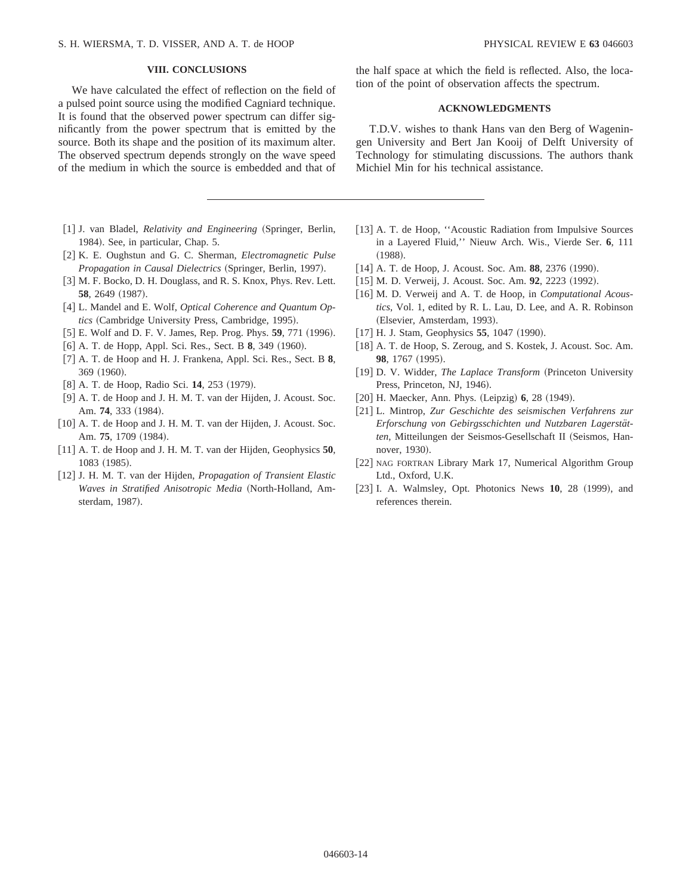## VIII. CONCLUSIONS

We have calculated the effect of reflection on the field of a pulsed point source using the modified Cagniard technique. It is found that the observed power spectrum can differ significantly from the power spectrum that is emitted by the source. Both its shape and the position of its maximum alter. The observed spectrum depends strongly on the wave speed of the medium in which the source is embedded and that of the half space at which the field is reflected. Also, the location of the point of observation affects the spectrum.

## ACKNOWLEDGMENTS

T.D.V. wishes to thank Hans van den Berg of Wageningen University and Bert Jan Kooij of Delft University of Technology for stimulating discussions. The authors thank Michiel Min for his technical assistance.

---

[1] J. van Bladel, *Relativity and Engineering* (Springer, Berlin, 1984). See, in particular, Chap. 5.

[2] K. E. Oughstun and G. C. Sherman, *Electromagnetic Pulse Propagation in Causal Dielectrics* (Springer, Berlin, 1997).

[3] M. F. Bocko, D. H. Douglass, and R. S. Knox, Phys. Rev. Lett. **58**, 2649 (1987).

[4] L. Mandel and E. Wolf, *Optical Coherence and Quantum Optics* (Cambridge University Press, Cambridge, 1995).

[5] E. Wolf and D. F. V. James, Rep. Prog. Phys. **59**, 771 (1996).

[6] A. T. de Hopp, Appl. Sci. Res., Sect. B **8**, 349 (1960).

[7] A. T. de Hoop and H. J. Frankena, Appl. Sci. Res., Sect. B **8**, 369 (1960).

[8] A. T. de Hoop, Radio Sci. **14**, 253 (1979).

[9] A. T. de Hoop and J. H. M. T. van der Hijden, J. Acoust. Soc. Am. **74**, 333 (1984).

[10] A. T. de Hoop and J. H. M. T. van der Hijden, J. Acoust. Soc. Am. **75**, 1709 (1984).

[11] A. T. de Hoop and J. H. M. T. van der Hijden, Geophysics **50**, 1083 (1985).

[12] J. H. M. T. van der Hijden, *Propagation of Transient Elastic Waves in Stratified Anisotropic Media* (North-Holland, Amsterdam, 1987).

[13] A. T. de Hoop, ''Acoustic Radiation from Impulsive Sources in a Layered Fluid,'' Nieuw Arch. Wis., Vierde Ser. **6**, 111 (1988).

[14] A. T. de Hoop, J. Acoust. Soc. Am. **88**, 2376 (1990).

[15] M. D. Verweij, J. Acoust. Soc. Am. **92**, 2223 (1992).

[16] M. D. Verweij and A. T. de Hoop, in *Computational Acoustics*, Vol. 1, edited by R. L. Lau, D. Lee, and A. R. Robinson (Elsevier, Amsterdam, 1993).

[17] H. J. Stam, Geophysics **55**, 1047 (1990).

[18] A. T. de Hoop, S. Zeroug, and S. Kostek, J. Acoust. Soc. Am. **98**, 1767 (1995).

[19] D. V. Widder, *The Laplace Transform* (Princeton University Press, Princeton, NJ, 1946).

[20] H. Maecker, Ann. Phys. (Leipzig) **6**, 28 (1949).

[21] L. Mintrop, *Zur Geschichte des seismischen Verfahrens zur Erforschung von Gebirgsschichten und Nutzbaren Lagerstätten*, Mitteilungen der Seismos-Gesellschaft II (Seismos, Hannover, 1930).

[22] NAG FORTRAN Library Mark 17, Numerical Algorithm Group Ltd., Oxford, U.K.

[23] I. A. Walmsley, Opt. Photonics News **10**, 28 (1999), and references therein.